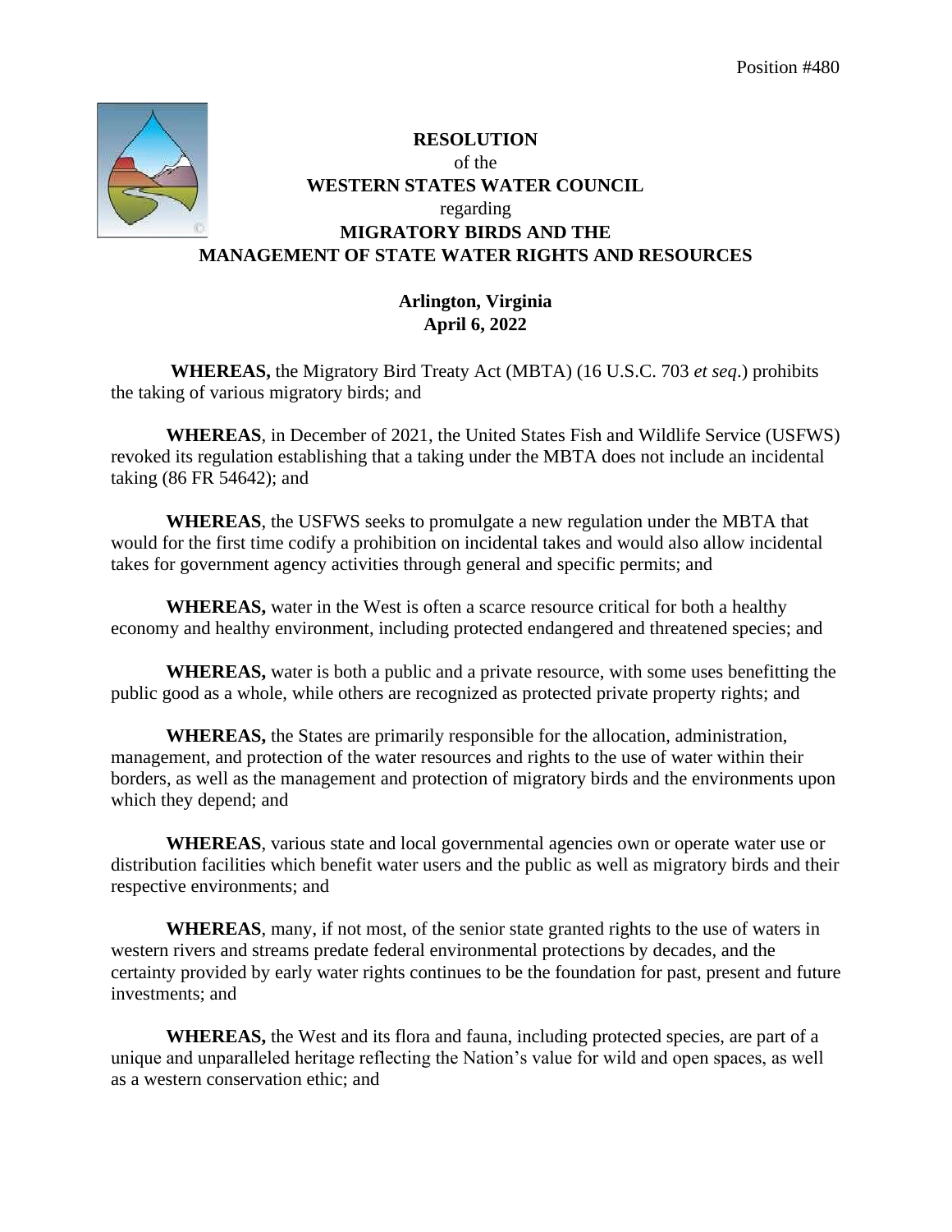Position #480

**RESOLUTION**
of the
**WESTERN STATES WATER COUNCIL**
regarding
**MIGRATORY BIRDS AND THE MANAGEMENT OF STATE WATER RIGHTS AND RESOURCES**

**Arlington, Virginia**
**April 6, 2022**

**WHEREAS,** the Migratory Bird Treaty Act (MBTA) (16 U.S.C. 703 *et seq*.) prohibits the taking of various migratory birds; and

**WHEREAS**, in December of 2021, the United States Fish and Wildlife Service (USFWS) revoked its regulation establishing that a taking under the MBTA does not include an incidental taking (86 FR 54642); and

**WHEREAS**, the USFWS seeks to promulgate a new regulation under the MBTA that would for the first time codify a prohibition on incidental takes and would also allow incidental takes for government agency activities through general and specific permits; and

**WHEREAS,** water in the West is often a scarce resource critical for both a healthy economy and healthy environment, including protected endangered and threatened species; and

**WHEREAS,** water is both a public and a private resource, with some uses benefitting the public good as a whole, while others are recognized as protected private property rights; and

**WHEREAS,** the States are primarily responsible for the allocation, administration, management, and protection of the water resources and rights to the use of water within their borders, as well as the management and protection of migratory birds and the environments upon which they depend; and

**WHEREAS**, various state and local governmental agencies own or operate water use or distribution facilities which benefit water users and the public as well as migratory birds and their respective environments; and

**WHEREAS**, many, if not most, of the senior state granted rights to the use of waters in western rivers and streams predate federal environmental protections by decades, and the certainty provided by early water rights continues to be the foundation for past, present and future investments; and

**WHEREAS,** the West and its flora and fauna, including protected species, are part of a unique and unparalleled heritage reflecting the Nation's value for wild and open spaces, as well as a western conservation ethic; and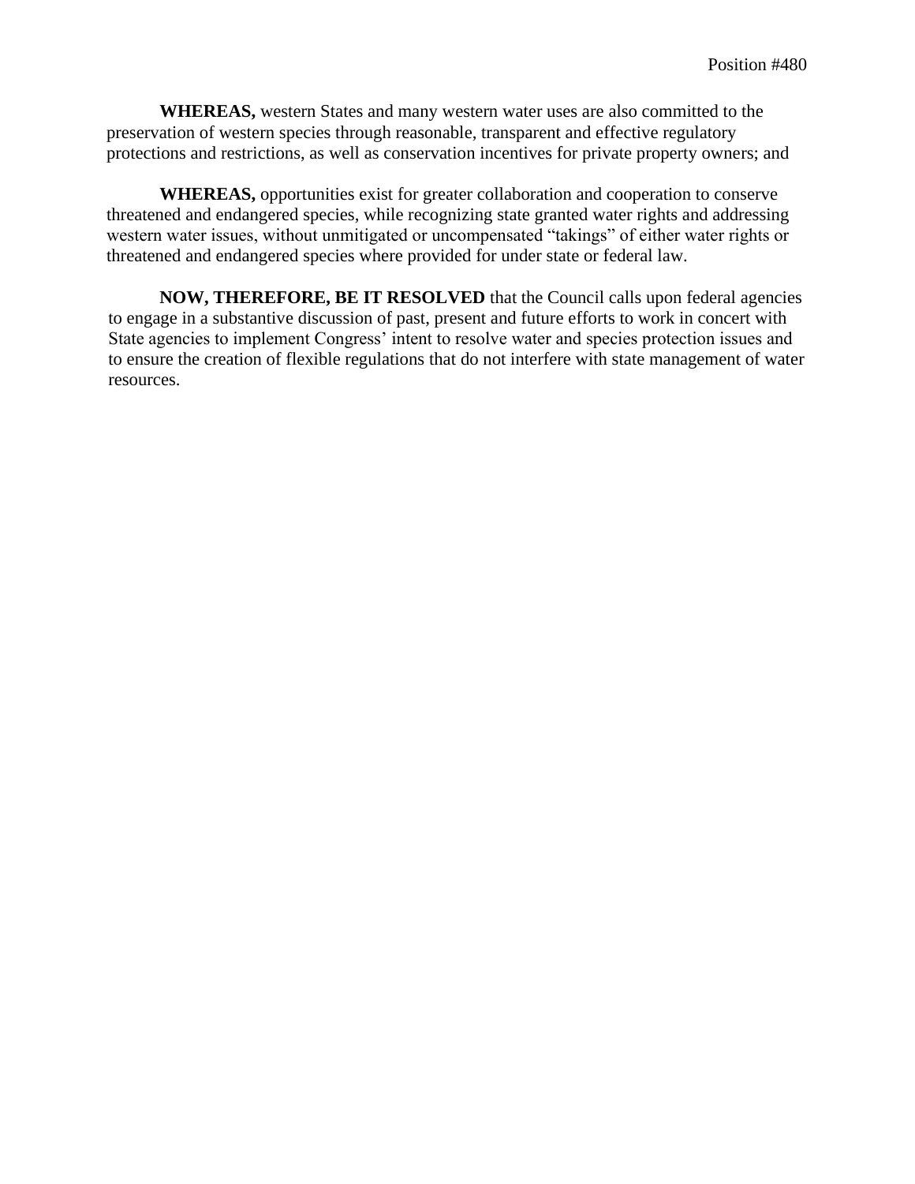**WHEREAS,** western States and many western water uses are also committed to the preservation of western species through reasonable, transparent and effective regulatory protections and restrictions, as well as conservation incentives for private property owners; and

**WHEREAS,** opportunities exist for greater collaboration and cooperation to conserve threatened and endangered species, while recognizing state granted water rights and addressing western water issues, without unmitigated or uncompensated "takings" of either water rights or threatened and endangered species where provided for under state or federal law.

**NOW, THEREFORE, BE IT RESOLVED** that the Council calls upon federal agencies to engage in a substantive discussion of past, present and future efforts to work in concert with State agencies to implement Congress' intent to resolve water and species protection issues and to ensure the creation of flexible regulations that do not interfere with state management of water resources.